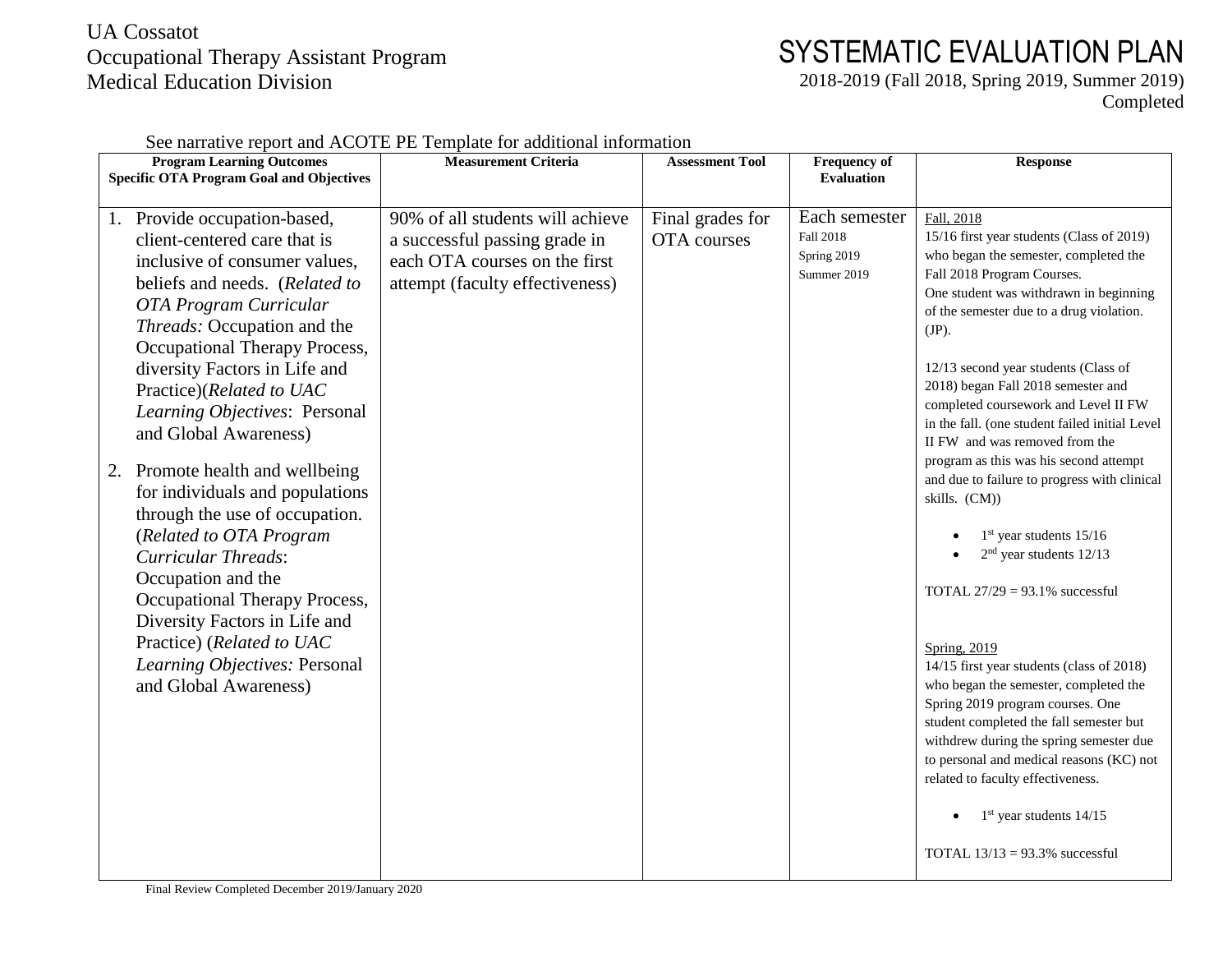UA Cossatot
Occupational Therapy Assistant Program
Medical Education Division

# SYSTEMATIC EVALUATION PLAN

2018-2019 (Fall 2018, Spring 2019, Summer 2019)
Completed

See narrative report and ACOTE PE Template for additional information

| Program Learning Outcomes Specific OTA Program Goal and Objectives | Measurement Criteria | Assessment Tool | Frequency of Evaluation | Response |
|---|---|---|---|---|
| 1. Provide occupation-based, client-centered care that is inclusive of consumer values, beliefs and needs. (*Related to OTA Program Curricular Threads:* Occupation and the Occupational Therapy Process, diversity Factors in Life and Practice)(*Related to UAC Learning Objectives*: Personal and Global Awareness)<br><br>2. Promote health and wellbeing for individuals and populations through the use of occupation. (*Related to OTA Program Curricular Threads*: Occupation and the Occupational Therapy Process, Diversity Factors in Life and Practice) (*Related to UAC Learning Objectives:* Personal and Global Awareness) | 90% of all students will achieve a successful passing grade in each OTA courses on the first attempt (faculty effectiveness) | Final grades for OTA courses | Each semester<br>Fall 2018<br>Spring 2019<br>Summer 2019 | Fall, 2018<br>15/16 first year students (Class of 2019) who began the semester, completed the Fall 2018 Program Courses.<br>One student was withdrawn in beginning of the semester due to a drug violation. (JP).<br><br>12/13 second year students (Class of 2018) began Fall 2018 semester and completed coursework and Level II FW in the fall. (one student failed initial Level II FW and was removed from the program as this was his second attempt and due to failure to progress with clinical skills. (CM))<br><br>• 1st year students 15/16<br>• 2nd year students 12/13<br><br>TOTAL 27/29 = 93.1% successful<br><br>Spring, 2019<br>14/15 first year students (class of 2018) who began the semester, completed the Spring 2019 program courses. One student completed the fall semester but withdrew during the spring semester due to personal and medical reasons (KC) not related to faculty effectiveness.<br><br>• 1st year students 14/15<br><br>TOTAL 13/13 = 93.3% successful |

Final Review Completed December 2019/January 2020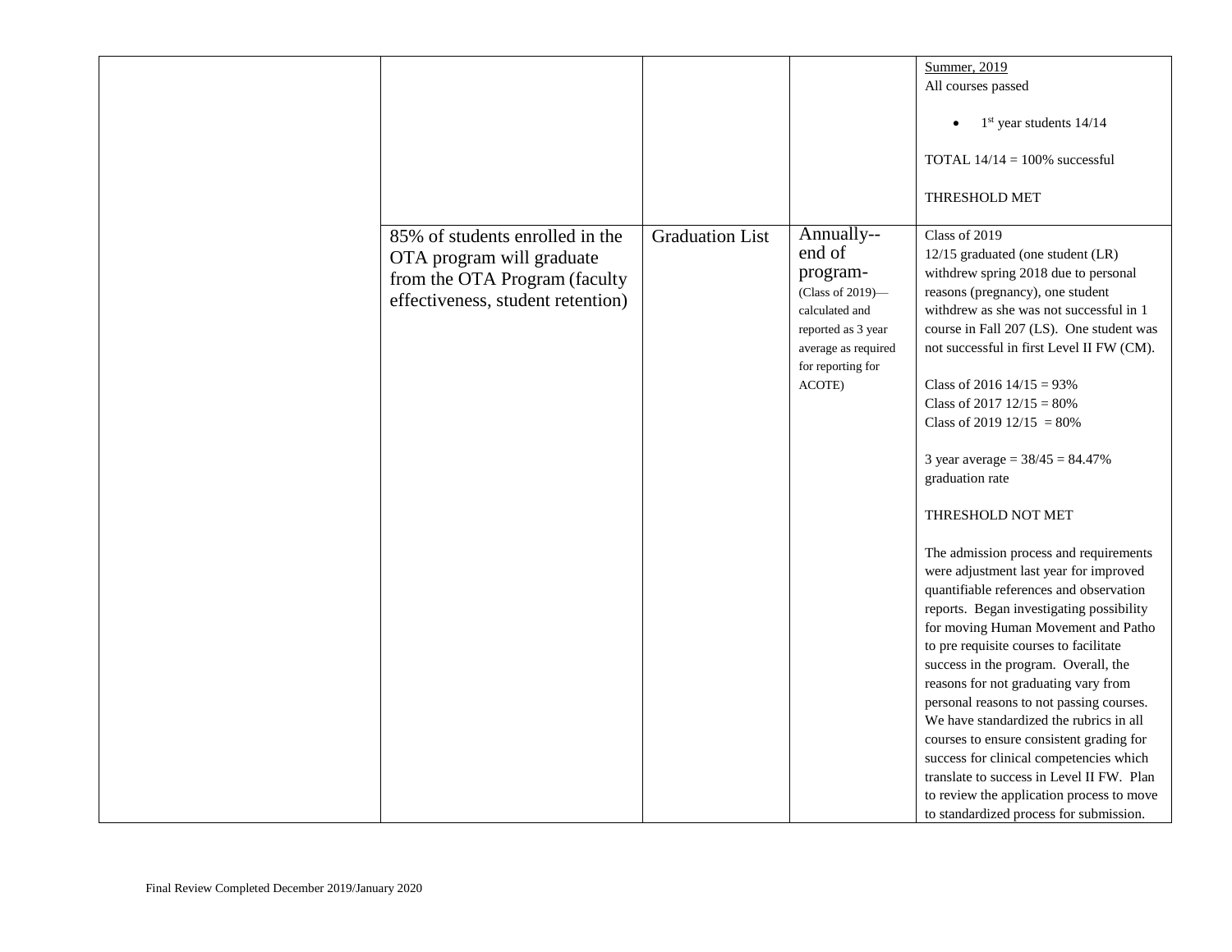| | | | | |
|---|---|---|---|---|
| | | | | Summer, 2019<br>All courses passed<br><br>• 1st year students 14/14<br><br>TOTAL 14/14 = 100% successful<br><br>THRESHOLD MET |
| | 85% of students enrolled in the OTA program will graduate from the OTA Program (faculty effectiveness, student retention) | Graduation List | Annually--end of program-(Class of 2019)—calculated and reported as 3 year average as required for reporting for ACOTE) | Class of 2019<br>12/15 graduated (one student (LR) withdrew spring 2018 due to personal reasons (pregnancy), one student withdrew as she was not successful in 1 course in Fall 207 (LS). One student was not successful in first Level II FW (CM).<br><br>Class of 2016 14/15 = 93%<br>Class of 2017 12/15 = 80%<br>Class of 2019 12/15 = 80%<br><br>3 year average = 38/45 = 84.47% graduation rate<br><br>THRESHOLD NOT MET<br><br>The admission process and requirements were adjustment last year for improved quantifiable references and observation reports. Began investigating possibility for moving Human Movement and Patho to pre requisite courses to facilitate success in the program. Overall, the reasons for not graduating vary from personal reasons to not passing courses. We have standardized the rubrics in all courses to ensure consistent grading for success for clinical competencies which translate to success in Level II FW. Plan to review the application process to move to standardized process for submission. |

Final Review Completed December 2019/January 2020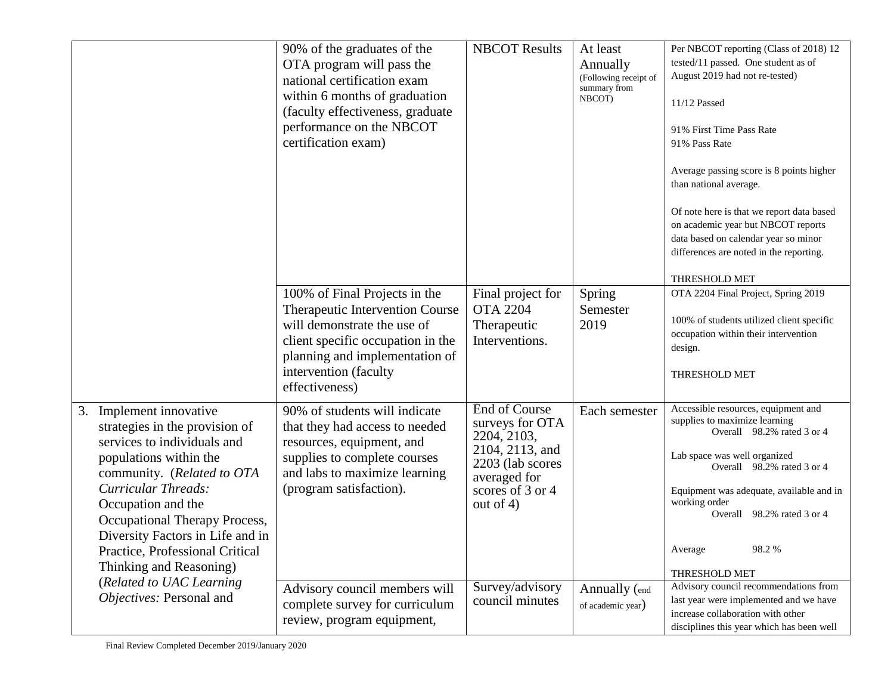| | | | | |
|---|---|---|---|---|
| | 90% of the graduates of the OTA program will pass the national certification exam within 6 months of graduation (faculty effectiveness, graduate performance on the NBCOT certification exam) | NBCOT Results | At least Annually (Following receipt of summary from NBCOT) | Per NBCOT reporting (Class of 2018) 12 tested/11 passed. One student as of August 2019 had not re-tested)<br><br>11/12 Passed<br><br>91% First Time Pass Rate<br>91% Pass Rate<br><br>Average passing score is 8 points higher than national average.<br><br>Of note here is that we report data based on academic year but NBCOT reports data based on calendar year so minor differences are noted in the reporting.<br><br>THRESHOLD MET |
| | 100% of Final Projects in the Therapeutic Intervention Course will demonstrate the use of client specific occupation in the planning and implementation of intervention (faculty effectiveness) | Final project for OTA 2204 Therapeutic Interventions. | Spring Semester 2019 | OTA 2204 Final Project, Spring 2019<br><br>100% of students utilized client specific occupation within their intervention design.<br><br>THRESHOLD MET |
| 3. Implement innovative strategies in the provision of services to individuals and populations within the community. (*Related to OTA Curricular Threads:* Occupation and the Occupational Therapy Process, Diversity Factors in Life and in Practice, Professional Critical Thinking and Reasoning) (*Related to UAC Learning Objectives:* Personal and | 90% of students will indicate that they had access to needed resources, equipment, and supplies to complete courses and labs to maximize learning (program satisfaction). | End of Course surveys for OTA 2204, 2103, 2104, 2113, and 2203 (lab scores averaged for scores of 3 or 4 out of 4) | Each semester | Accessible resources, equipment and supplies to maximize learning<br>Overall 98.2% rated 3 or 4<br><br>Lab space was well organized<br>Overall 98.2% rated 3 or 4<br><br>Equipment was adequate, available and in working order<br>Overall 98.2% rated 3 or 4<br><br>Average 98.2 %<br><br>THRESHOLD MET |
| | Advisory council members will complete survey for curriculum review, program equipment, | Survey/advisory council minutes | Annually (end of academic year) | Advisory council recommendations from last year were implemented and we have increase collaboration with other disciplines this year which has been well |

Final Review Completed December 2019/January 2020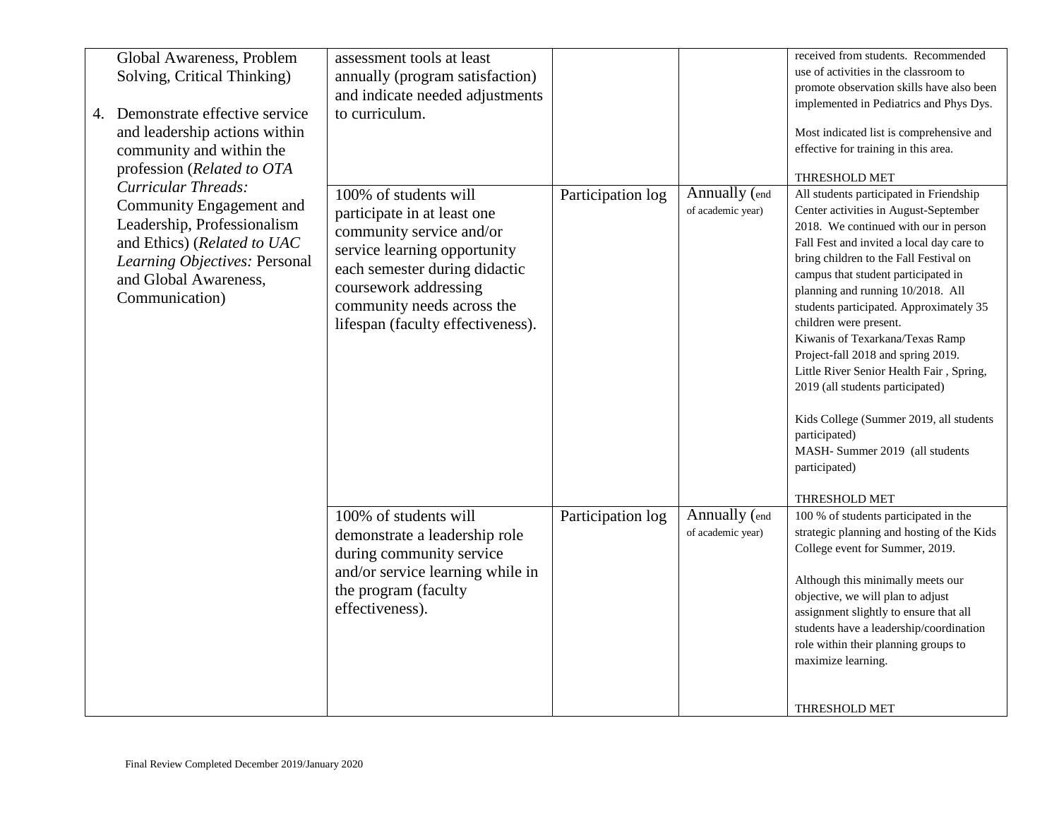| | | | | |
|---|---|---|---|---|
| Global Awareness, Problem Solving, Critical Thinking)<br><br>4. Demonstrate effective service and leadership actions within community and within the profession (*Related to OTA Curricular Threads:* Community Engagement and Leadership, Professionalism and Ethics) (*Related to UAC Learning Objectives:* Personal and Global Awareness, Communication) | assessment tools at least annually (program satisfaction) and indicate needed adjustments to curriculum. | | | received from students. Recommended use of activities in the classroom to promote observation skills have also been implemented in Pediatrics and Phys Dys.<br><br>Most indicated list is comprehensive and effective for training in this area.<br><br>THRESHOLD MET |
| | 100% of students will participate in at least one community service and/or service learning opportunity each semester during didactic coursework addressing community needs across the lifespan (faculty effectiveness). | Participation log | Annually (end of academic year) | All students participated in Friendship Center activities in August-September 2018. We continued with our in person Fall Fest and invited a local day care to bring children to the Fall Festival on campus that student participated in planning and running 10/2018. All students participated. Approximately 35 children were present.<br>Kiwanis of Texarkana/Texas Ramp Project-fall 2018 and spring 2019.<br>Little River Senior Health Fair , Spring, 2019 (all students participated)<br><br>Kids College (Summer 2019, all students participated)<br>MASH- Summer 2019 (all students participated)<br><br>THRESHOLD MET |
| | 100% of students will demonstrate a leadership role during community service and/or service learning while in the program (faculty effectiveness). | Participation log | Annually (end of academic year) | 100 % of students participated in the strategic planning and hosting of the Kids College event for Summer, 2019.<br><br>Although this minimally meets our objective, we will plan to adjust assignment slightly to ensure that all students have a leadership/coordination role within their planning groups to maximize learning.<br><br>THRESHOLD MET |

Final Review Completed December 2019/January 2020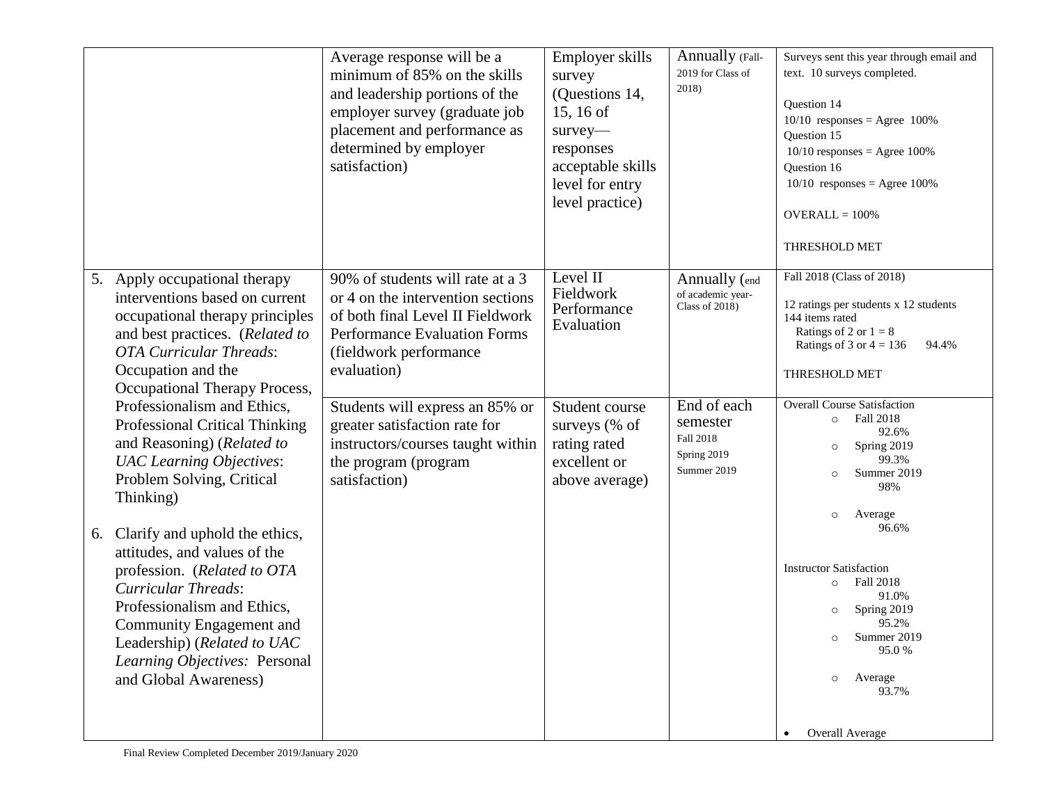| | | | | |
|---|---|---|---|---|
| | Average response will be a minimum of 85% on the skills and leadership portions of the employer survey (graduate job placement and performance as determined by employer satisfaction) | Employer skills survey (Questions 14, 15, 16 of survey—responses acceptable skills level for entry level practice) | Annually (Fall-2019 for Class of 2018) | Surveys sent this year through email and text. 10 surveys completed.<br><br>Question 14<br>10/10 responses = Agree 100%<br>Question 15<br>10/10 responses = Agree 100%<br>Question 16<br>10/10 responses = Agree 100%<br><br>OVERALL = 100%<br><br>THRESHOLD MET |
| 5. Apply occupational therapy interventions based on current occupational therapy principles and best practices. (*Related to OTA Curricular Threads*: Occupation and the Occupational Therapy Process, Professionalism and Ethics, Professional Critical Thinking and Reasoning) (*Related to UAC Learning Objectives*: Problem Solving, Critical Thinking)<br><br>6. Clarify and uphold the ethics, attitudes, and values of the profession. (*Related to OTA Curricular Threads*: Professionalism and Ethics, Community Engagement and Leadership) (*Related to UAC Learning Objectives:* Personal and Global Awareness) | 90% of students will rate at a 3 or 4 on the intervention sections of both final Level II Fieldwork Performance Evaluation Forms (fieldwork performance evaluation) | Level II Fieldwork Performance Evaluation | Annually (end of academic year-Class of 2018) | Fall 2018 (Class of 2018)<br><br>12 ratings per students x 12 students<br>144 items rated<br>Ratings of 2 or 1 = 8<br>Ratings of 3 or 4 = 136 94.4%<br><br>THRESHOLD MET |
| | Students will express an 85% or greater satisfaction rate for instructors/courses taught within the program (program satisfaction) | Student course surveys (% of rating rated excellent or above average) | End of each semester<br>Fall 2018<br>Spring 2019<br>Summer 2019 | Overall Course Satisfaction<br>○ Fall 2018 92.6%<br>○ Spring 2019 99.3%<br>○ Summer 2019 98%<br><br>○ Average 96.6%<br><br>Instructor Satisfaction<br>○ Fall 2018 91.0%<br>○ Spring 2019 95.2%<br>○ Summer 2019 95.0 %<br><br>○ Average 93.7%<br><br>• Overall Average |

Final Review Completed December 2019/January 2020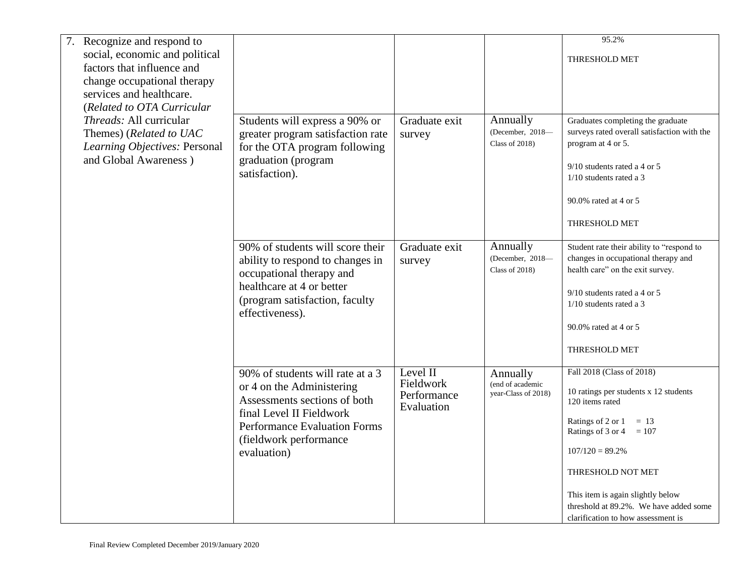| | | | | |
|---|---|---|---|---|
| 7. Recognize and respond to social, economic and political factors that influence and change occupational therapy services and healthcare. (*Related to OTA Curricular Threads:* All curricular Themes) (*Related to UAC Learning Objectives:* Personal and Global Awareness ) | | | | 95.2%<br><br>THRESHOLD MET |
| | Students will express a 90% or greater program satisfaction rate for the OTA program following graduation (program satisfaction). | Graduate exit survey | Annually (December, 2018—Class of 2018) | Graduates completing the graduate surveys rated overall satisfaction with the program at 4 or 5.<br><br>9/10 students rated a 4 or 5<br>1/10 students rated a 3<br><br>90.0% rated at 4 or 5<br><br>THRESHOLD MET |
| | 90% of students will score their ability to respond to changes in occupational therapy and healthcare at 4 or better (program satisfaction, faculty effectiveness). | Graduate exit survey | Annually (December, 2018—Class of 2018) | Student rate their ability to "respond to changes in occupational therapy and health care" on the exit survey.<br><br>9/10 students rated a 4 or 5<br>1/10 students rated a 3<br><br>90.0% rated at 4 or 5<br><br>THRESHOLD MET |
| | 90% of students will rate at a 3 or 4 on the Administering Assessments sections of both final Level II Fieldwork Performance Evaluation Forms (fieldwork performance evaluation) | Level II Fieldwork Performance Evaluation | Annually (end of academic year-Class of 2018) | Fall 2018 (Class of 2018)<br><br>10 ratings per students x 12 students<br>120 items rated<br><br>Ratings of 2 or 1 = 13<br>Ratings of 3 or 4 = 107<br><br>107/120 = 89.2%<br><br>THRESHOLD NOT MET<br><br>This item is again slightly below threshold at 89.2%. We have added some clarification to how assessment is |

Final Review Completed December 2019/January 2020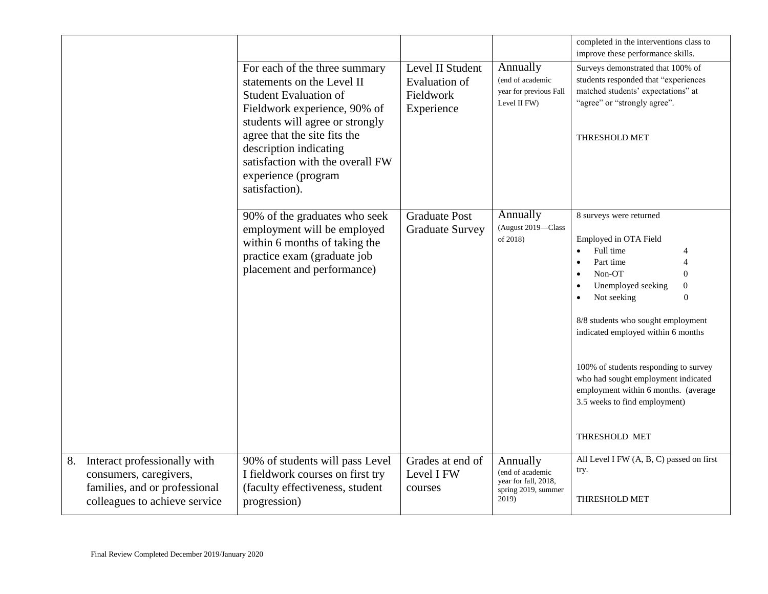| | | | | |
|---|---|---|---|---|
| | | | | completed in the interventions class to improve these performance skills. |
| | For each of the three summary statements on the Level II Student Evaluation of Fieldwork experience, 90% of students will agree or strongly agree that the site fits the description indicating satisfaction with the overall FW experience (program satisfaction). | Level II Student Evaluation of Fieldwork Experience | Annually (end of academic year for previous Fall Level II FW) | Surveys demonstrated that 100% of students responded that "experiences matched students' expectations" at "agree" or "strongly agree".<br><br>THRESHOLD MET |
| | 90% of the graduates who seek employment will be employed within 6 months of taking the practice exam (graduate job placement and performance) | Graduate Post Graduate Survey | Annually (August 2019—Class of 2018) | 8 surveys were returned<br><br>Employed in OTA Field<br>• Full time 4<br>• Part time 4<br>• Non-OT 0<br>• Unemployed seeking 0<br>• Not seeking 0<br><br>8/8 students who sought employment indicated employed within 6 months<br><br>100% of students responding to survey who had sought employment indicated employment within 6 months. (average 3.5 weeks to find employment)<br><br>THRESHOLD MET |
| 8. Interact professionally with consumers, caregivers, families, and or professional colleagues to achieve service | 90% of students will pass Level I fieldwork courses on first try (faculty effectiveness, student progression) | Grades at end of Level I FW courses | Annually (end of academic year for fall, 2018, spring 2019, summer 2019) | All Level I FW (A, B, C) passed on first try.<br><br>THRESHOLD MET |

Final Review Completed December 2019/January 2020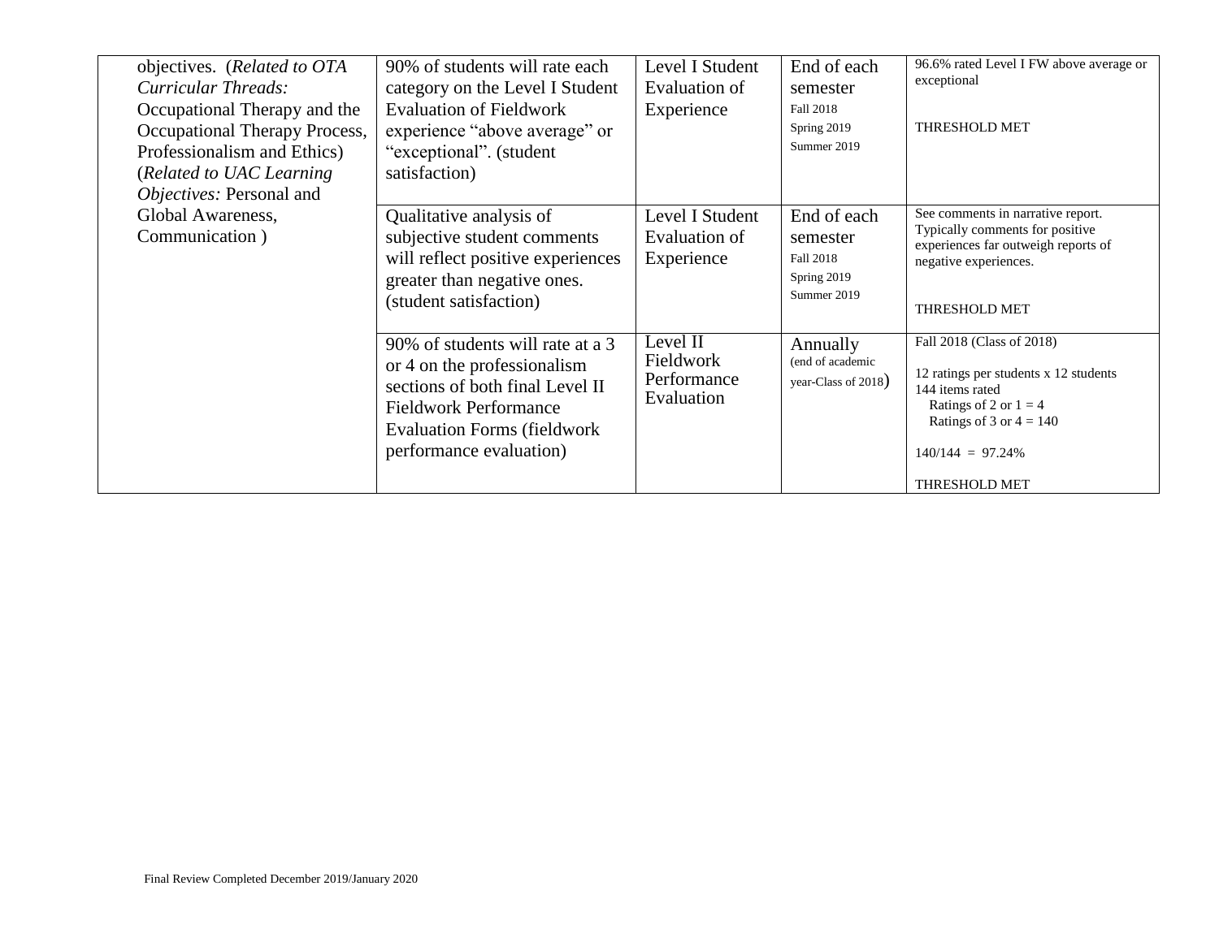| | | | | |
|---|---|---|---|---|
| objectives. (*Related to OTA Curricular Threads:* Occupational Therapy and the Occupational Therapy Process, Professionalism and Ethics) (*Related to UAC Learning Objectives:* Personal and Global Awareness, Communication ) | 90% of students will rate each category on the Level I Student Evaluation of Fieldwork experience "above average" or "exceptional". (student satisfaction) | Level I Student Evaluation of Experience | End of each semester<br>Fall 2018<br>Spring 2019<br>Summer 2019 | 96.6% rated Level I FW above average or exceptional<br><br>THRESHOLD MET |
| | Qualitative analysis of subjective student comments will reflect positive experiences greater than negative ones. (student satisfaction) | Level I Student Evaluation of Experience | End of each semester<br>Fall 2018<br>Spring 2019<br>Summer 2019 | See comments in narrative report. Typically comments for positive experiences far outweigh reports of negative experiences.<br><br>THRESHOLD MET |
| | 90% of students will rate at a 3 or 4 on the professionalism sections of both final Level II Fieldwork Performance Evaluation Forms (fieldwork performance evaluation) | Level II Fieldwork Performance Evaluation | Annually (end of academic year-Class of 2018) | Fall 2018 (Class of 2018)<br><br>12 ratings per students x 12 students<br>144 items rated<br>Ratings of 2 or 1 = 4<br>Ratings of 3 or 4 = 140<br><br>140/144 = 97.24%<br><br>THRESHOLD MET |

Final Review Completed December 2019/January 2020